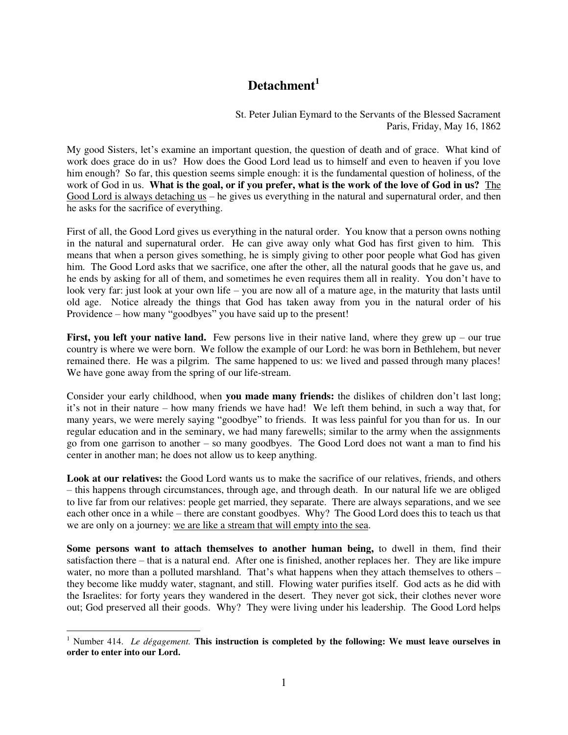# Detachment[1]

St. Peter Julian Eymard to the Servants of the Blessed Sacrament
Paris, Friday, May 16, 1862

My good Sisters, let's examine an important question, the question of death and of grace. What kind of work does grace do in us? How does the Good Lord lead us to himself and even to heaven if you love him enough? So far, this question seems simple enough: it is the fundamental question of holiness, of the work of God in us. **What is the goal, or if you prefer, what is the work of the love of God in us?** <u>The Good Lord is always detaching us</u> – he gives us everything in the natural and supernatural order, and then he asks for the sacrifice of everything.

First of all, the Good Lord gives us everything in the natural order. You know that a person owns nothing in the natural and supernatural order. He can give away only what God has first given to him. This means that when a person gives something, he is simply giving to other poor people what God has given him. The Good Lord asks that we sacrifice, one after the other, all the natural goods that he gave us, and he ends by asking for all of them, and sometimes he even requires them all in reality. You don't have to look very far: just look at your own life – you are now all of a mature age, in the maturity that lasts until old age. Notice already the things that God has taken away from you in the natural order of his Providence – how many "goodbyes" you have said up to the present!

**First, you left your native land.** Few persons live in their native land, where they grew up – our true country is where we were born. We follow the example of our Lord: he was born in Bethlehem, but never remained there. He was a pilgrim. The same happened to us: we lived and passed through many places! We have gone away from the spring of our life-stream.

Consider your early childhood, when **you made many friends:** the dislikes of children don't last long; it's not in their nature – how many friends we have had! We left them behind, in such a way that, for many years, we were merely saying "goodbye" to friends. It was less painful for you than for us. In our regular education and in the seminary, we had many farewells; similar to the army when the assignments go from one garrison to another – so many goodbyes. The Good Lord does not want a man to find his center in another man; he does not allow us to keep anything.

**Look at our relatives:** the Good Lord wants us to make the sacrifice of our relatives, friends, and others – this happens through circumstances, through age, and through death. In our natural life we are obliged to live far from our relatives: people get married, they separate. There are always separations, and we see each other once in a while – there are constant goodbyes. Why? The Good Lord does this to teach us that we are only on a journey: <u>we are like a stream that will empty into the sea</u>.

**Some persons want to attach themselves to another human being,** to dwell in them, find their satisfaction there – that is a natural end. After one is finished, another replaces her. They are like impure water, no more than a polluted marshland. That's what happens when they attach themselves to others – they become like muddy water, stagnant, and still. Flowing water purifies itself. God acts as he did with the Israelites: for forty years they wandered in the desert. They never got sick, their clothes never wore out; God preserved all their goods. Why? They were living under his leadership. The Good Lord helps

---

[1] Number 414. *Le dégagement.* **This instruction is completed by the following: We must leave ourselves in order to enter into our Lord.**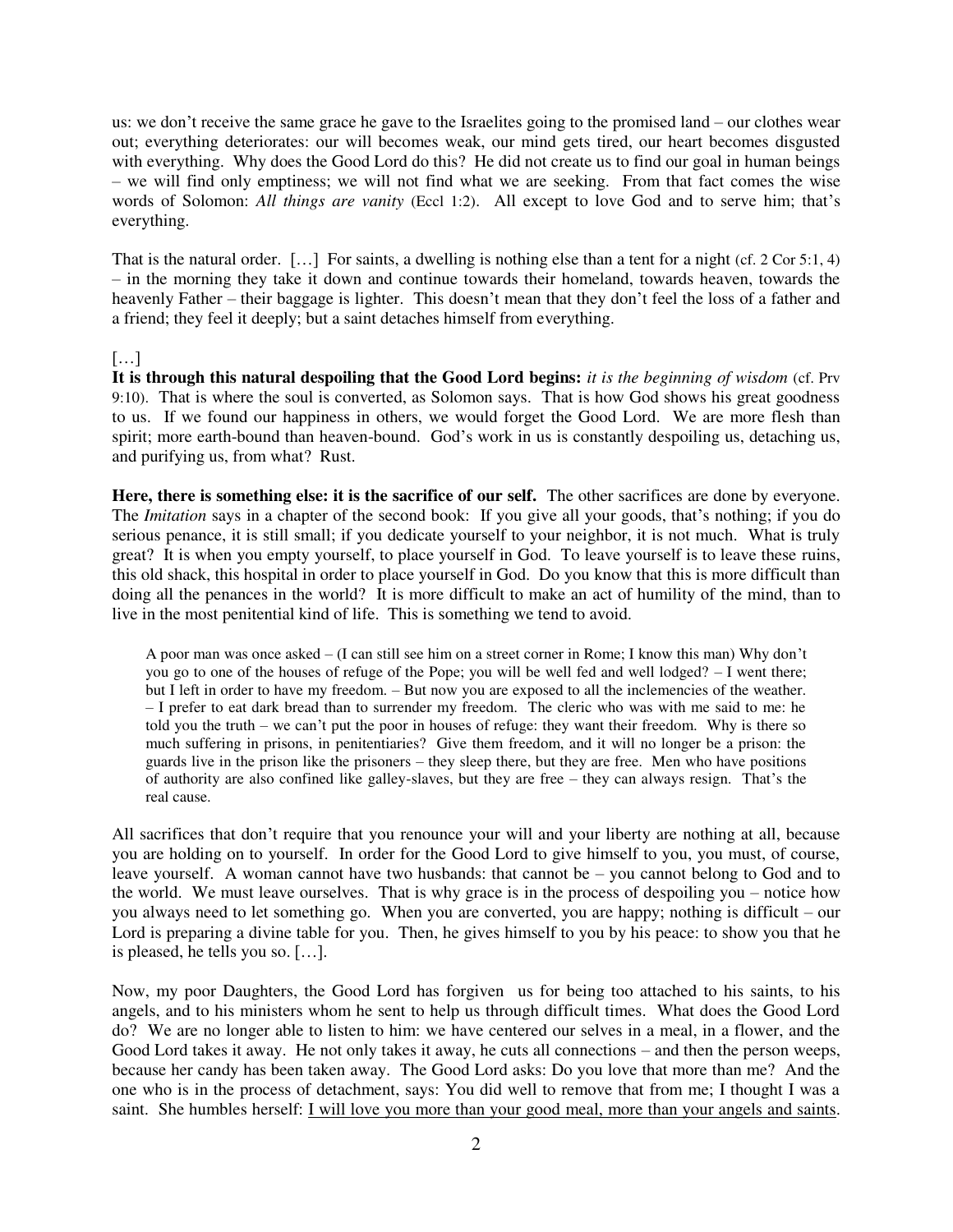us: we don't receive the same grace he gave to the Israelites going to the promised land – our clothes wear out; everything deteriorates: our will becomes weak, our mind gets tired, our heart becomes disgusted with everything. Why does the Good Lord do this? He did not create us to find our goal in human beings – we will find only emptiness; we will not find what we are seeking. From that fact comes the wise words of Solomon: *All things are vanity* (Eccl 1:2). All except to love God and to serve him; that's everything.

That is the natural order. […] For saints, a dwelling is nothing else than a tent for a night (cf. 2 Cor 5:1, 4) – in the morning they take it down and continue towards their homeland, towards heaven, towards the heavenly Father – their baggage is lighter. This doesn't mean that they don't feel the loss of a father and a friend; they feel it deeply; but a saint detaches himself from everything.

[…]

**It is through this natural despoiling that the Good Lord begins:** *it is the beginning of wisdom* (cf. Prv 9:10). That is where the soul is converted, as Solomon says. That is how God shows his great goodness to us. If we found our happiness in others, we would forget the Good Lord. We are more flesh than spirit; more earth-bound than heaven-bound. God's work in us is constantly despoiling us, detaching us, and purifying us, from what? Rust.

**Here, there is something else: it is the sacrifice of our self.** The other sacrifices are done by everyone. The *Imitation* says in a chapter of the second book: If you give all your goods, that's nothing; if you do serious penance, it is still small; if you dedicate yourself to your neighbor, it is not much. What is truly great? It is when you empty yourself, to place yourself in God. To leave yourself is to leave these ruins, this old shack, this hospital in order to place yourself in God. Do you know that this is more difficult than doing all the penances in the world? It is more difficult to make an act of humility of the mind, than to live in the most penitential kind of life. This is something we tend to avoid.

> A poor man was once asked – (I can still see him on a street corner in Rome; I know this man) Why don't you go to one of the houses of refuge of the Pope; you will be well fed and well lodged? – I went there; but I left in order to have my freedom. – But now you are exposed to all the inclemencies of the weather. – I prefer to eat dark bread than to surrender my freedom. The cleric who was with me said to me: he told you the truth – we can't put the poor in houses of refuge: they want their freedom. Why is there so much suffering in prisons, in penitentiaries? Give them freedom, and it will no longer be a prison: the guards live in the prison like the prisoners – they sleep there, but they are free. Men who have positions of authority are also confined like galley-slaves, but they are free – they can always resign. That's the real cause.

All sacrifices that don't require that you renounce your will and your liberty are nothing at all, because you are holding on to yourself. In order for the Good Lord to give himself to you, you must, of course, leave yourself. A woman cannot have two husbands: that cannot be – you cannot belong to God and to the world. We must leave ourselves. That is why grace is in the process of despoiling you – notice how you always need to let something go. When you are converted, you are happy; nothing is difficult – our Lord is preparing a divine table for you. Then, he gives himself to you by his peace: to show you that he is pleased, he tells you so. […].

Now, my poor Daughters, the Good Lord has forgiven us for being too attached to his saints, to his angels, and to his ministers whom he sent to help us through difficult times. What does the Good Lord do? We are no longer able to listen to him: we have centered our selves in a meal, in a flower, and the Good Lord takes it away. He not only takes it away, he cuts all connections – and then the person weeps, because her candy has been taken away. The Good Lord asks: Do you love that more than me? And the one who is in the process of detachment, says: You did well to remove that from me; I thought I was a saint. She humbles herself: <u>I will love you more than your good meal, more than your angels and saints</u>.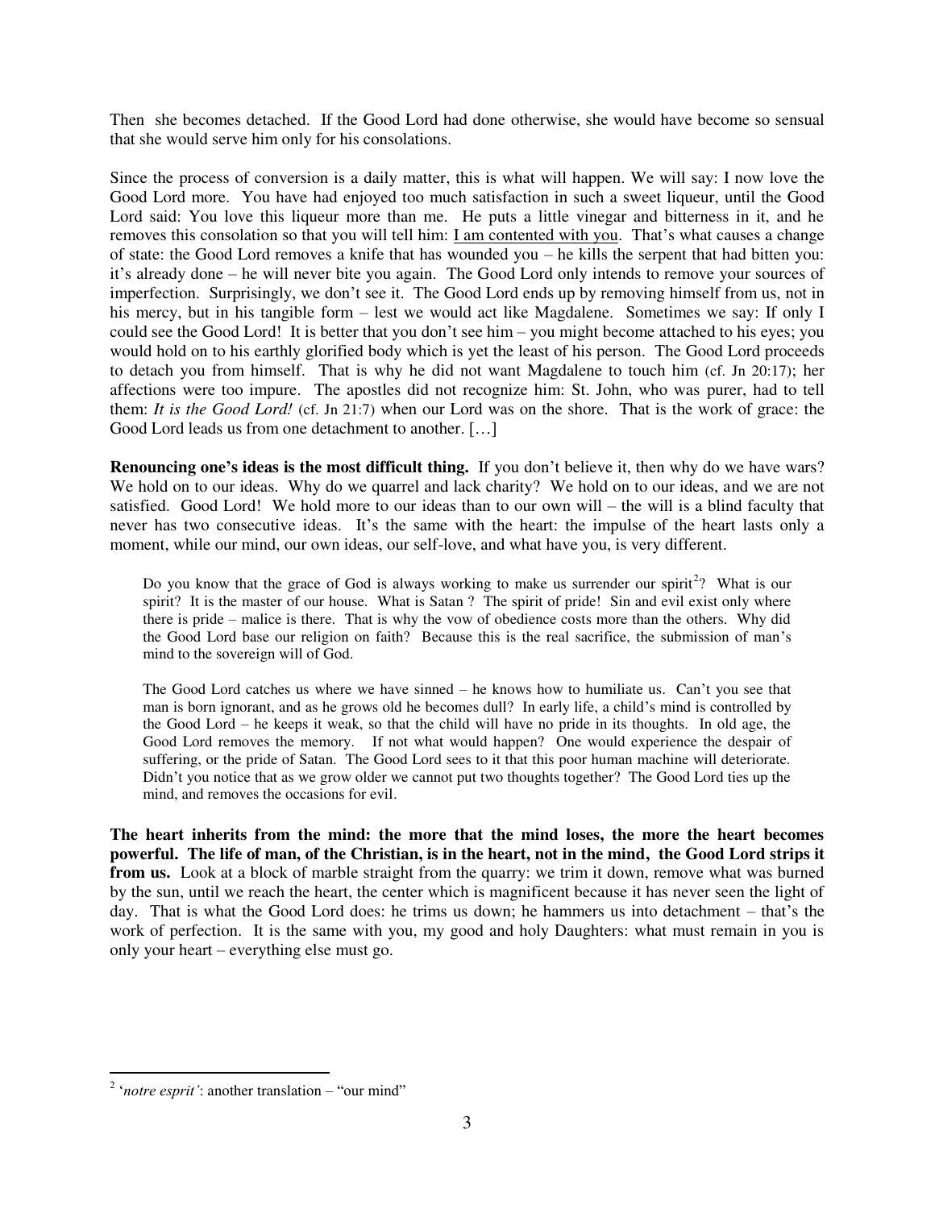Then she becomes detached. If the Good Lord had done otherwise, she would have become so sensual that she would serve him only for his consolations.

Since the process of conversion is a daily matter, this is what will happen. We will say: I now love the Good Lord more. You have had enjoyed too much satisfaction in such a sweet liqueur, until the Good Lord said: You love this liqueur more than me. He puts a little vinegar and bitterness in it, and he removes this consolation so that you will tell him: <u>I am contented with you</u>. That's what causes a change of state: the Good Lord removes a knife that has wounded you – he kills the serpent that had bitten you: it's already done – he will never bite you again. The Good Lord only intends to remove your sources of imperfection. Surprisingly, we don't see it. The Good Lord ends up by removing himself from us, not in his mercy, but in his tangible form – lest we would act like Magdalene. Sometimes we say: If only I could see the Good Lord! It is better that you don't see him – you might become attached to his eyes; you would hold on to his earthly glorified body which is yet the least of his person. The Good Lord proceeds to detach you from himself. That is why he did not want Magdalene to touch him (cf. Jn 20:17); her affections were too impure. The apostles did not recognize him: St. John, who was purer, had to tell them: *It is the Good Lord!* (cf. Jn 21:7) when our Lord was on the shore. That is the work of grace: the Good Lord leads us from one detachment to another. […]

**Renouncing one's ideas is the most difficult thing.** If you don't believe it, then why do we have wars? We hold on to our ideas. Why do we quarrel and lack charity? We hold on to our ideas, and we are not satisfied. Good Lord! We hold more to our ideas than to our own will – the will is a blind faculty that never has two consecutive ideas. It's the same with the heart: the impulse of the heart lasts only a moment, while our mind, our own ideas, our self-love, and what have you, is very different.

> Do you know that the grace of God is always working to make us surrender our spirit[2]? What is our spirit? It is the master of our house. What is Satan ? The spirit of pride! Sin and evil exist only where there is pride – malice is there. That is why the vow of obedience costs more than the others. Why did the Good Lord base our religion on faith? Because this is the real sacrifice, the submission of man's mind to the sovereign will of God.
>
> The Good Lord catches us where we have sinned – he knows how to humiliate us. Can't you see that man is born ignorant, and as he grows old he becomes dull? In early life, a child's mind is controlled by the Good Lord – he keeps it weak, so that the child will have no pride in its thoughts. In old age, the Good Lord removes the memory. If not what would happen? One would experience the despair of suffering, or the pride of Satan. The Good Lord sees to it that this poor human machine will deteriorate. Didn't you notice that as we grow older we cannot put two thoughts together? The Good Lord ties up the mind, and removes the occasions for evil.

**The heart inherits from the mind: the more that the mind loses, the more the heart becomes powerful. The life of man, of the Christian, is in the heart, not in the mind, the Good Lord strips it from us.** Look at a block of marble straight from the quarry: we trim it down, remove what was burned by the sun, until we reach the heart, the center which is magnificent because it has never seen the light of day. That is what the Good Lord does: he trims us down; he hammers us into detachment – that's the work of perfection. It is the same with you, my good and holy Daughters: what must remain in you is only your heart – everything else must go.

---

[2] '*notre esprit'*: another translation – "our mind"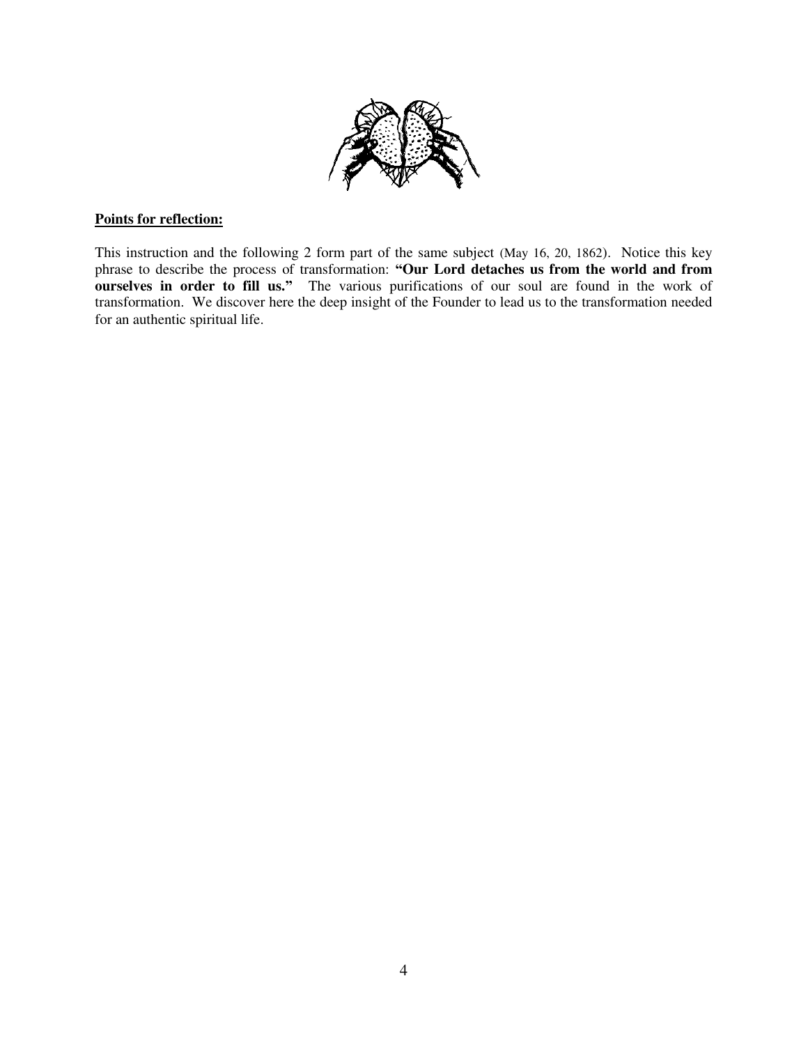**Points for reflection:**

This instruction and the following 2 form part of the same subject (May 16, 20, 1862). Notice this key phrase to describe the process of transformation: **"Our Lord detaches us from the world and from ourselves in order to fill us."** The various purifications of our soul are found in the work of transformation. We discover here the deep insight of the Founder to lead us to the transformation needed for an authentic spiritual life.